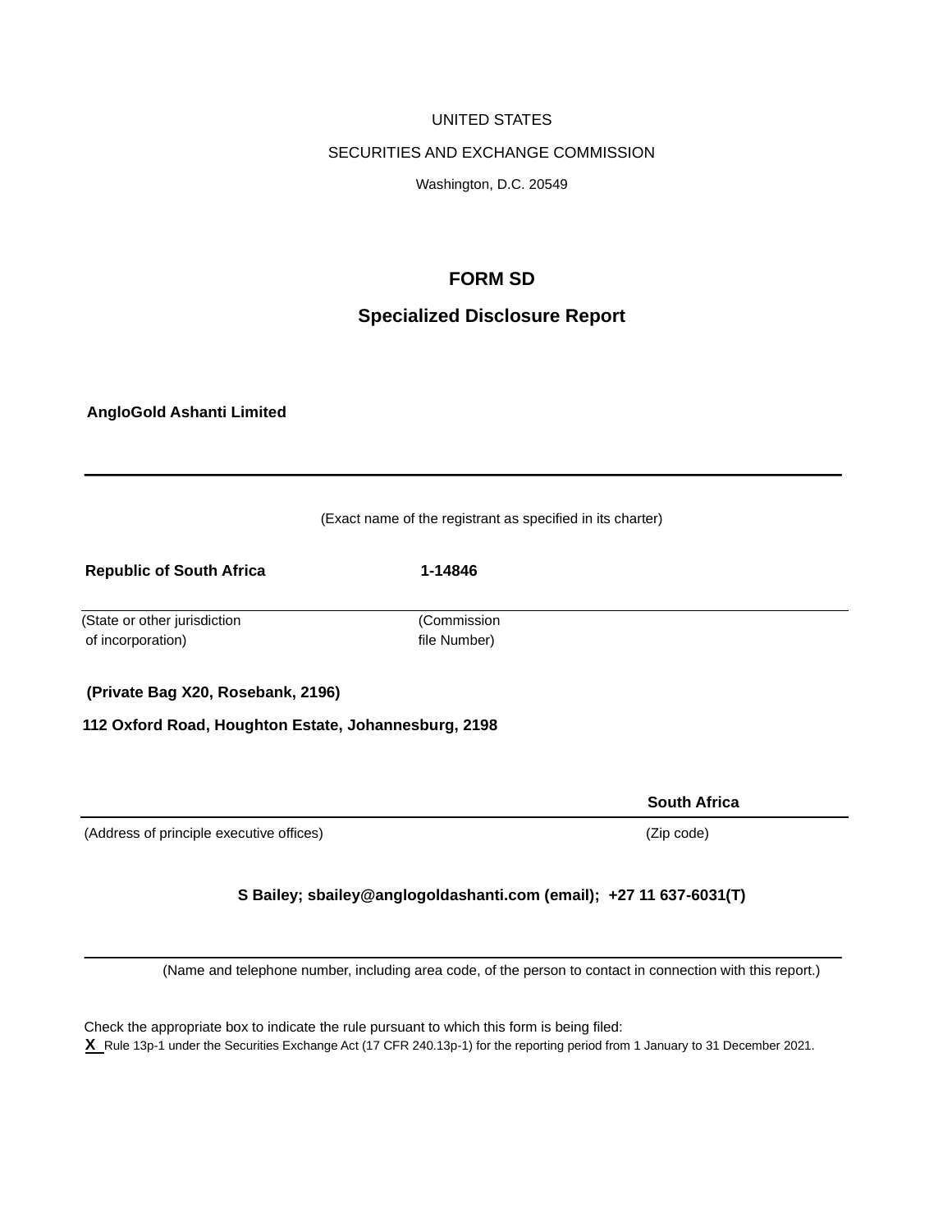UNITED STATES

SECURITIES AND EXCHANGE COMMISSION

Washington, D.C. 20549

# FORM SD

## Specialized Disclosure Report

**AngloGold Ashanti Limited**

(Exact name of the registrant as specified in its charter)

| **Republic of South Africa** | **1-14846** |
|---|---|
| (State or other jurisdiction of incorporation) | (Commission file Number) |

**(Private Bag X20, Rosebank, 2196)**

**112 Oxford Road, Houghton Estate, Johannesburg, 2198**

| | **South Africa** |
|---|---|
| (Address of principle executive offices) | (Zip code) |

**S Bailey; sbailey@anglogoldashanti.com (email); +27 11 637-6031(T)**

(Name and telephone number, including area code, of the person to contact in connection with this report.)

Check the appropriate box to indicate the rule pursuant to which this form is being filed:

**X** Rule 13p-1 under the Securities Exchange Act (17 CFR 240.13p-1) for the reporting period from 1 January to 31 December 2021.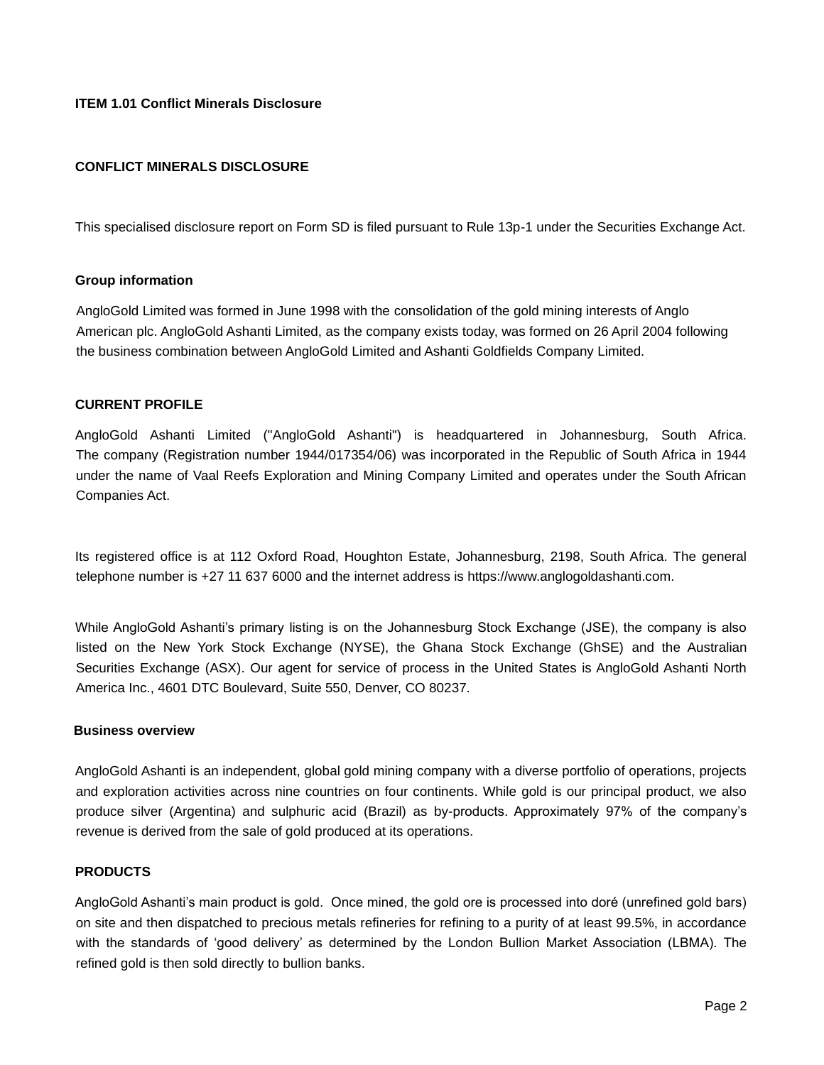## ITEM 1.01 Conflict Minerals Disclosure

## CONFLICT MINERALS DISCLOSURE

This specialised disclosure report on Form SD is filed pursuant to Rule 13p-1 under the Securities Exchange Act.

### Group information

AngloGold Limited was formed in June 1998 with the consolidation of the gold mining interests of Anglo American plc. AngloGold Ashanti Limited, as the company exists today, was formed on 26 April 2004 following the business combination between AngloGold Limited and Ashanti Goldfields Company Limited.

### CURRENT PROFILE

AngloGold Ashanti Limited ("AngloGold Ashanti") is headquartered in Johannesburg, South Africa. The company (Registration number 1944/017354/06) was incorporated in the Republic of South Africa in 1944 under the name of Vaal Reefs Exploration and Mining Company Limited and operates under the South African Companies Act.

Its registered office is at 112 Oxford Road, Houghton Estate, Johannesburg, 2198, South Africa. The general telephone number is +27 11 637 6000 and the internet address is https://www.anglogoldashanti.com.

While AngloGold Ashanti's primary listing is on the Johannesburg Stock Exchange (JSE), the company is also listed on the New York Stock Exchange (NYSE), the Ghana Stock Exchange (GhSE) and the Australian Securities Exchange (ASX). Our agent for service of process in the United States is AngloGold Ashanti North America Inc., 4601 DTC Boulevard, Suite 550, Denver, CO 80237.

### Business overview

AngloGold Ashanti is an independent, global gold mining company with a diverse portfolio of operations, projects and exploration activities across nine countries on four continents. While gold is our principal product, we also produce silver (Argentina) and sulphuric acid (Brazil) as by-products. Approximately 97% of the company's revenue is derived from the sale of gold produced at its operations.

### PRODUCTS

AngloGold Ashanti's main product is gold. Once mined, the gold ore is processed into doré (unrefined gold bars) on site and then dispatched to precious metals refineries for refining to a purity of at least 99.5%, in accordance with the standards of 'good delivery' as determined by the London Bullion Market Association (LBMA). The refined gold is then sold directly to bullion banks.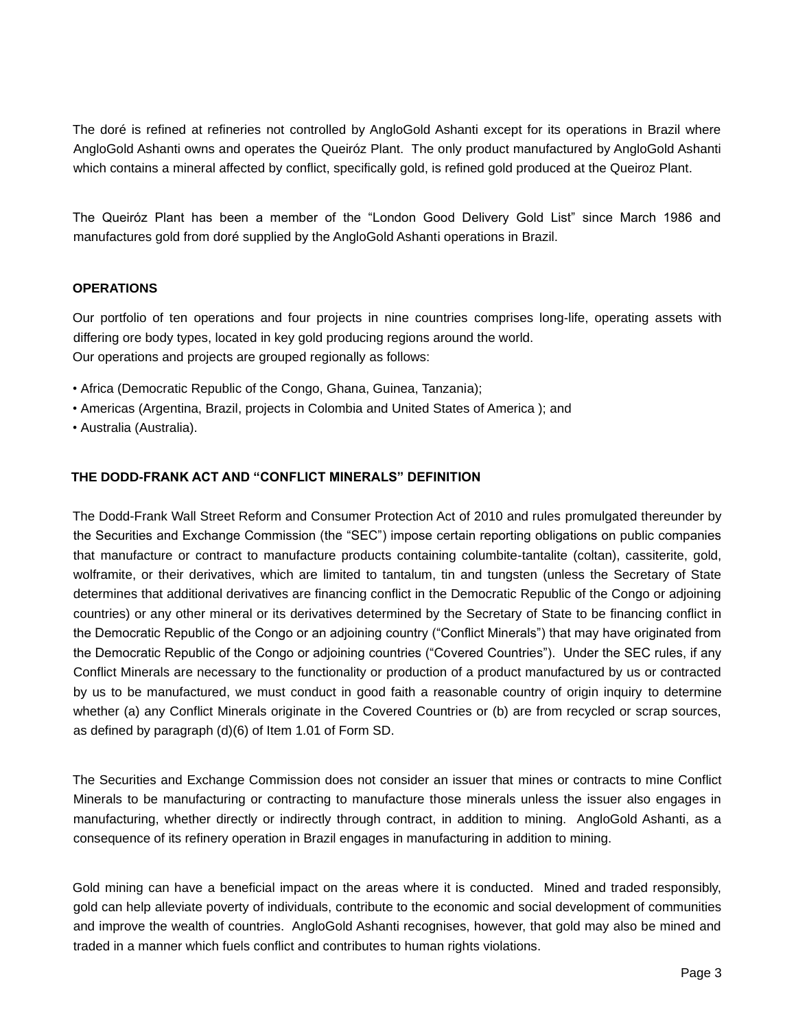The doré is refined at refineries not controlled by AngloGold Ashanti except for its operations in Brazil where AngloGold Ashanti owns and operates the Queiróz Plant. The only product manufactured by AngloGold Ashanti which contains a mineral affected by conflict, specifically gold, is refined gold produced at the Queiroz Plant.

The Queiróz Plant has been a member of the "London Good Delivery Gold List" since March 1986 and manufactures gold from doré supplied by the AngloGold Ashanti operations in Brazil.

## OPERATIONS

Our portfolio of ten operations and four projects in nine countries comprises long-life, operating assets with differing ore body types, located in key gold producing regions around the world.
Our operations and projects are grouped regionally as follows:

- Africa (Democratic Republic of the Congo, Ghana, Guinea, Tanzania);
- Americas (Argentina, Brazil, projects in Colombia and United States of America ); and
- Australia (Australia).

## THE DODD-FRANK ACT AND "CONFLICT MINERALS" DEFINITION

The Dodd-Frank Wall Street Reform and Consumer Protection Act of 2010 and rules promulgated thereunder by the Securities and Exchange Commission (the "SEC") impose certain reporting obligations on public companies that manufacture or contract to manufacture products containing columbite-tantalite (coltan), cassiterite, gold, wolframite, or their derivatives, which are limited to tantalum, tin and tungsten (unless the Secretary of State determines that additional derivatives are financing conflict in the Democratic Republic of the Congo or adjoining countries) or any other mineral or its derivatives determined by the Secretary of State to be financing conflict in the Democratic Republic of the Congo or an adjoining country ("Conflict Minerals") that may have originated from the Democratic Republic of the Congo or adjoining countries ("Covered Countries"). Under the SEC rules, if any Conflict Minerals are necessary to the functionality or production of a product manufactured by us or contracted by us to be manufactured, we must conduct in good faith a reasonable country of origin inquiry to determine whether (a) any Conflict Minerals originate in the Covered Countries or (b) are from recycled or scrap sources, as defined by paragraph (d)(6) of Item 1.01 of Form SD.

The Securities and Exchange Commission does not consider an issuer that mines or contracts to mine Conflict Minerals to be manufacturing or contracting to manufacture those minerals unless the issuer also engages in manufacturing, whether directly or indirectly through contract, in addition to mining. AngloGold Ashanti, as a consequence of its refinery operation in Brazil engages in manufacturing in addition to mining.

Gold mining can have a beneficial impact on the areas where it is conducted. Mined and traded responsibly, gold can help alleviate poverty of individuals, contribute to the economic and social development of communities and improve the wealth of countries. AngloGold Ashanti recognises, however, that gold may also be mined and traded in a manner which fuels conflict and contributes to human rights violations.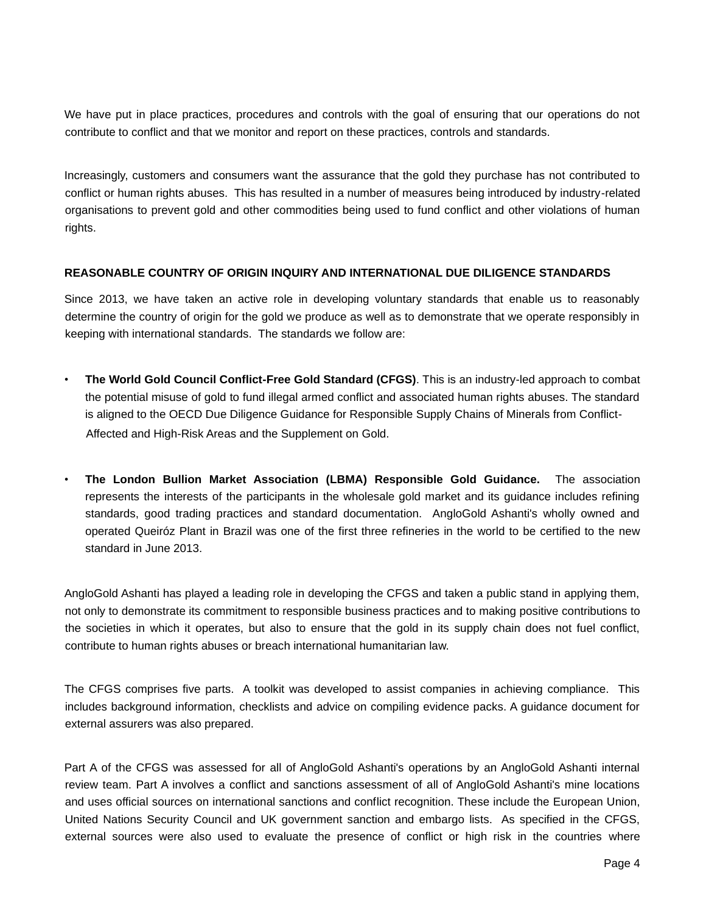We have put in place practices, procedures and controls with the goal of ensuring that our operations do not contribute to conflict and that we monitor and report on these practices, controls and standards.

Increasingly, customers and consumers want the assurance that the gold they purchase has not contributed to conflict or human rights abuses. This has resulted in a number of measures being introduced by industry-related organisations to prevent gold and other commodities being used to fund conflict and other violations of human rights.

**REASONABLE COUNTRY OF ORIGIN INQUIRY AND INTERNATIONAL DUE DILIGENCE STANDARDS**

Since 2013, we have taken an active role in developing voluntary standards that enable us to reasonably determine the country of origin for the gold we produce as well as to demonstrate that we operate responsibly in keeping with international standards. The standards we follow are:

- **The World Gold Council Conflict-Free Gold Standard (CFGS)**. This is an industry-led approach to combat the potential misuse of gold to fund illegal armed conflict and associated human rights abuses. The standard is aligned to the OECD Due Diligence Guidance for Responsible Supply Chains of Minerals from Conflict-Affected and High-Risk Areas and the Supplement on Gold.

- **The London Bullion Market Association (LBMA) Responsible Gold Guidance.** The association represents the interests of the participants in the wholesale gold market and its guidance includes refining standards, good trading practices and standard documentation. AngloGold Ashanti's wholly owned and operated Queiróz Plant in Brazil was one of the first three refineries in the world to be certified to the new standard in June 2013.

AngloGold Ashanti has played a leading role in developing the CFGS and taken a public stand in applying them, not only to demonstrate its commitment to responsible business practices and to making positive contributions to the societies in which it operates, but also to ensure that the gold in its supply chain does not fuel conflict, contribute to human rights abuses or breach international humanitarian law.

The CFGS comprises five parts. A toolkit was developed to assist companies in achieving compliance. This includes background information, checklists and advice on compiling evidence packs. A guidance document for external assurers was also prepared.

Part A of the CFGS was assessed for all of AngloGold Ashanti's operations by an AngloGold Ashanti internal review team. Part A involves a conflict and sanctions assessment of all of AngloGold Ashanti's mine locations and uses official sources on international sanctions and conflict recognition. These include the European Union, United Nations Security Council and UK government sanction and embargo lists. As specified in the CFGS, external sources were also used to evaluate the presence of conflict or high risk in the countries where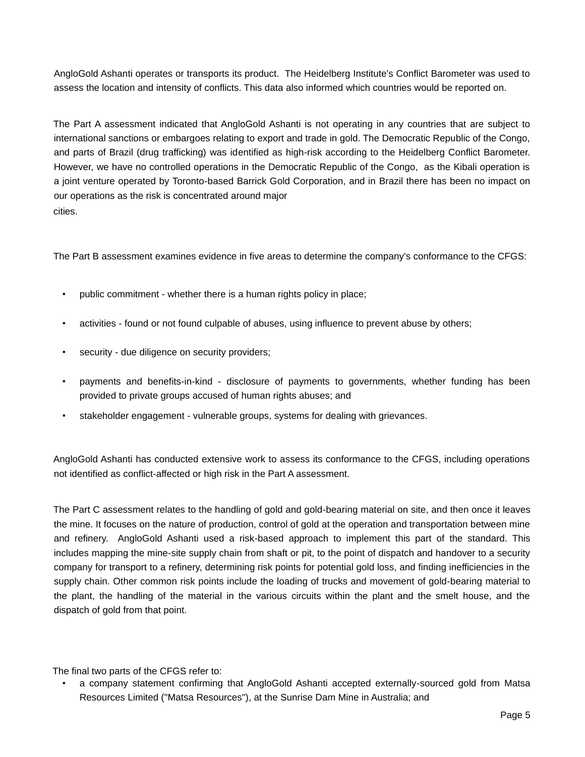AngloGold Ashanti operates or transports its product. The Heidelberg Institute's Conflict Barometer was used to assess the location and intensity of conflicts. This data also informed which countries would be reported on.

The Part A assessment indicated that AngloGold Ashanti is not operating in any countries that are subject to international sanctions or embargoes relating to export and trade in gold. The Democratic Republic of the Congo, and parts of Brazil (drug trafficking) was identified as high-risk according to the Heidelberg Conflict Barometer. However, we have no controlled operations in the Democratic Republic of the Congo, as the Kibali operation is a joint venture operated by Toronto-based Barrick Gold Corporation, and in Brazil there has been no impact on our operations as the risk is concentrated around major cities.

The Part B assessment examines evidence in five areas to determine the company's conformance to the CFGS:

- public commitment - whether there is a human rights policy in place;
- activities - found or not found culpable of abuses, using influence to prevent abuse by others;
- security - due diligence on security providers;
- payments and benefits-in-kind - disclosure of payments to governments, whether funding has been provided to private groups accused of human rights abuses; and
- stakeholder engagement - vulnerable groups, systems for dealing with grievances.

AngloGold Ashanti has conducted extensive work to assess its conformance to the CFGS, including operations not identified as conflict-affected or high risk in the Part A assessment.

The Part C assessment relates to the handling of gold and gold-bearing material on site, and then once it leaves the mine. It focuses on the nature of production, control of gold at the operation and transportation between mine and refinery. AngloGold Ashanti used a risk-based approach to implement this part of the standard. This includes mapping the mine-site supply chain from shaft or pit, to the point of dispatch and handover to a security company for transport to a refinery, determining risk points for potential gold loss, and finding inefficiencies in the supply chain. Other common risk points include the loading of trucks and movement of gold-bearing material to the plant, the handling of the material in the various circuits within the plant and the smelt house, and the dispatch of gold from that point.

The final two parts of the CFGS refer to:

- a company statement confirming that AngloGold Ashanti accepted externally-sourced gold from Matsa Resources Limited ("Matsa Resources"), at the Sunrise Dam Mine in Australia; and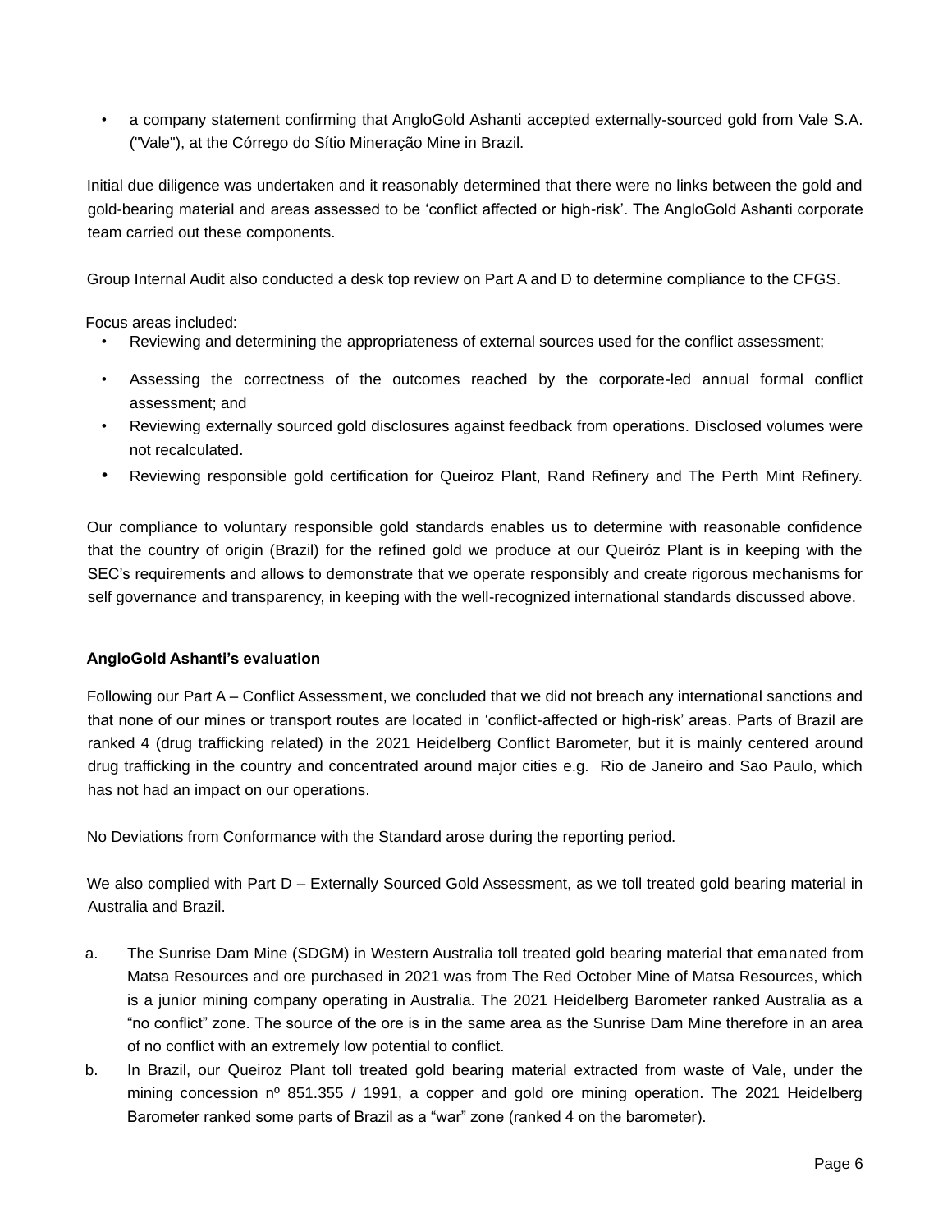- a company statement confirming that AngloGold Ashanti accepted externally-sourced gold from Vale S.A. ("Vale"), at the Córrego do Sítio Mineração Mine in Brazil.

Initial due diligence was undertaken and it reasonably determined that there were no links between the gold and gold-bearing material and areas assessed to be 'conflict affected or high-risk'. The AngloGold Ashanti corporate team carried out these components.

Group Internal Audit also conducted a desk top review on Part A and D to determine compliance to the CFGS.

Focus areas included:

- Reviewing and determining the appropriateness of external sources used for the conflict assessment;
- Assessing the correctness of the outcomes reached by the corporate-led annual formal conflict assessment; and
- Reviewing externally sourced gold disclosures against feedback from operations. Disclosed volumes were not recalculated.
- Reviewing responsible gold certification for Queiroz Plant, Rand Refinery and The Perth Mint Refinery.

Our compliance to voluntary responsible gold standards enables us to determine with reasonable confidence that the country of origin (Brazil) for the refined gold we produce at our Queiróz Plant is in keeping with the SEC's requirements and allows to demonstrate that we operate responsibly and create rigorous mechanisms for self governance and transparency, in keeping with the well-recognized international standards discussed above.

**AngloGold Ashanti's evaluation**

Following our Part A – Conflict Assessment, we concluded that we did not breach any international sanctions and that none of our mines or transport routes are located in 'conflict-affected or high-risk' areas. Parts of Brazil are ranked 4 (drug trafficking related) in the 2021 Heidelberg Conflict Barometer, but it is mainly centered around drug trafficking in the country and concentrated around major cities e.g. Rio de Janeiro and Sao Paulo, which has not had an impact on our operations.

No Deviations from Conformance with the Standard arose during the reporting period.

We also complied with Part D – Externally Sourced Gold Assessment, as we toll treated gold bearing material in Australia and Brazil.

a. The Sunrise Dam Mine (SDGM) in Western Australia toll treated gold bearing material that emanated from Matsa Resources and ore purchased in 2021 was from The Red October Mine of Matsa Resources, which is a junior mining company operating in Australia. The 2021 Heidelberg Barometer ranked Australia as a "no conflict" zone. The source of the ore is in the same area as the Sunrise Dam Mine therefore in an area of no conflict with an extremely low potential to conflict.
b. In Brazil, our Queiroz Plant toll treated gold bearing material extracted from waste of Vale, under the mining concession nº 851.355 / 1991, a copper and gold ore mining operation. The 2021 Heidelberg Barometer ranked some parts of Brazil as a "war" zone (ranked 4 on the barometer).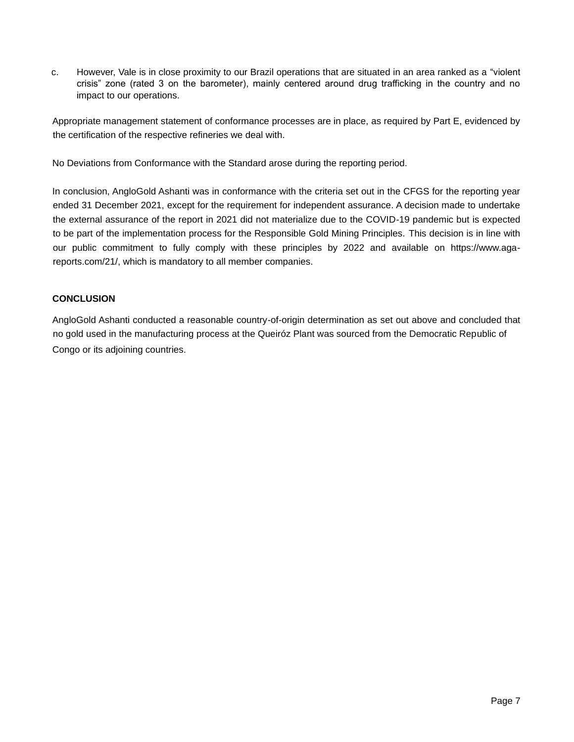c. However, Vale is in close proximity to our Brazil operations that are situated in an area ranked as a "violent crisis" zone (rated 3 on the barometer), mainly centered around drug trafficking in the country and no impact to our operations.

Appropriate management statement of conformance processes are in place, as required by Part E, evidenced by the certification of the respective refineries we deal with.

No Deviations from Conformance with the Standard arose during the reporting period.

In conclusion, AngloGold Ashanti was in conformance with the criteria set out in the CFGS for the reporting year ended 31 December 2021, except for the requirement for independent assurance. A decision made to undertake the external assurance of the report in 2021 did not materialize due to the COVID-19 pandemic but is expected to be part of the implementation process for the Responsible Gold Mining Principles. This decision is in line with our public commitment to fully comply with these principles by 2022 and available on https://www.aga-reports.com/21/, which is mandatory to all member companies.

**CONCLUSION**

AngloGold Ashanti conducted a reasonable country-of-origin determination as set out above and concluded that no gold used in the manufacturing process at the Queiróz Plant was sourced from the Democratic Republic of Congo or its adjoining countries.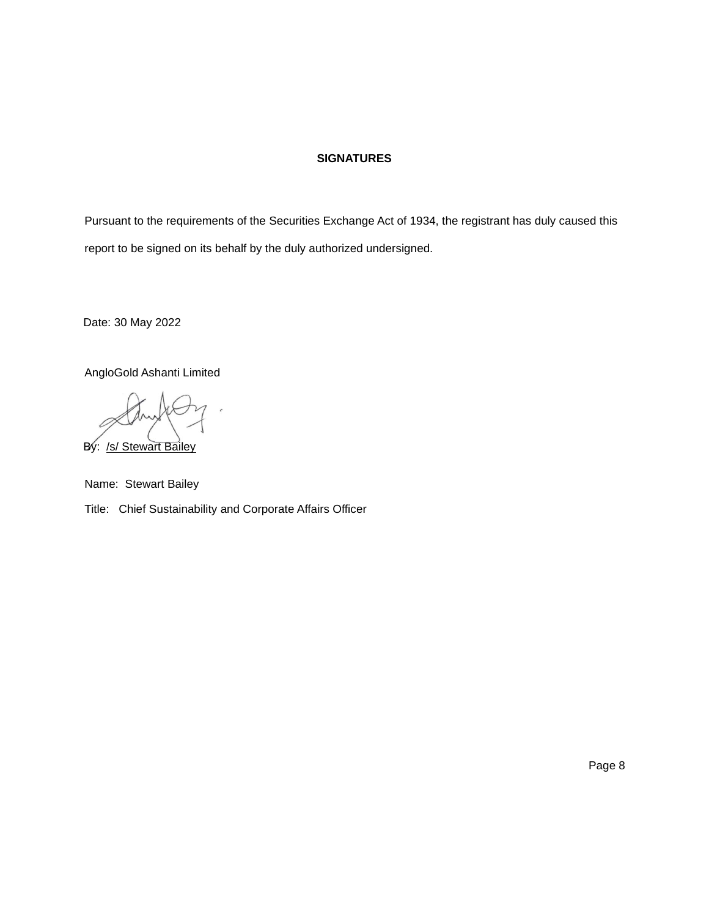**SIGNATURES**

Pursuant to the requirements of the Securities Exchange Act of 1934, the registrant has duly caused this report to be signed on its behalf by the duly authorized undersigned.

Date: 30 May 2022

AngloGold Ashanti Limited

By: /s/ Stewart Bailey

Name: Stewart Bailey

Title: Chief Sustainability and Corporate Affairs Officer